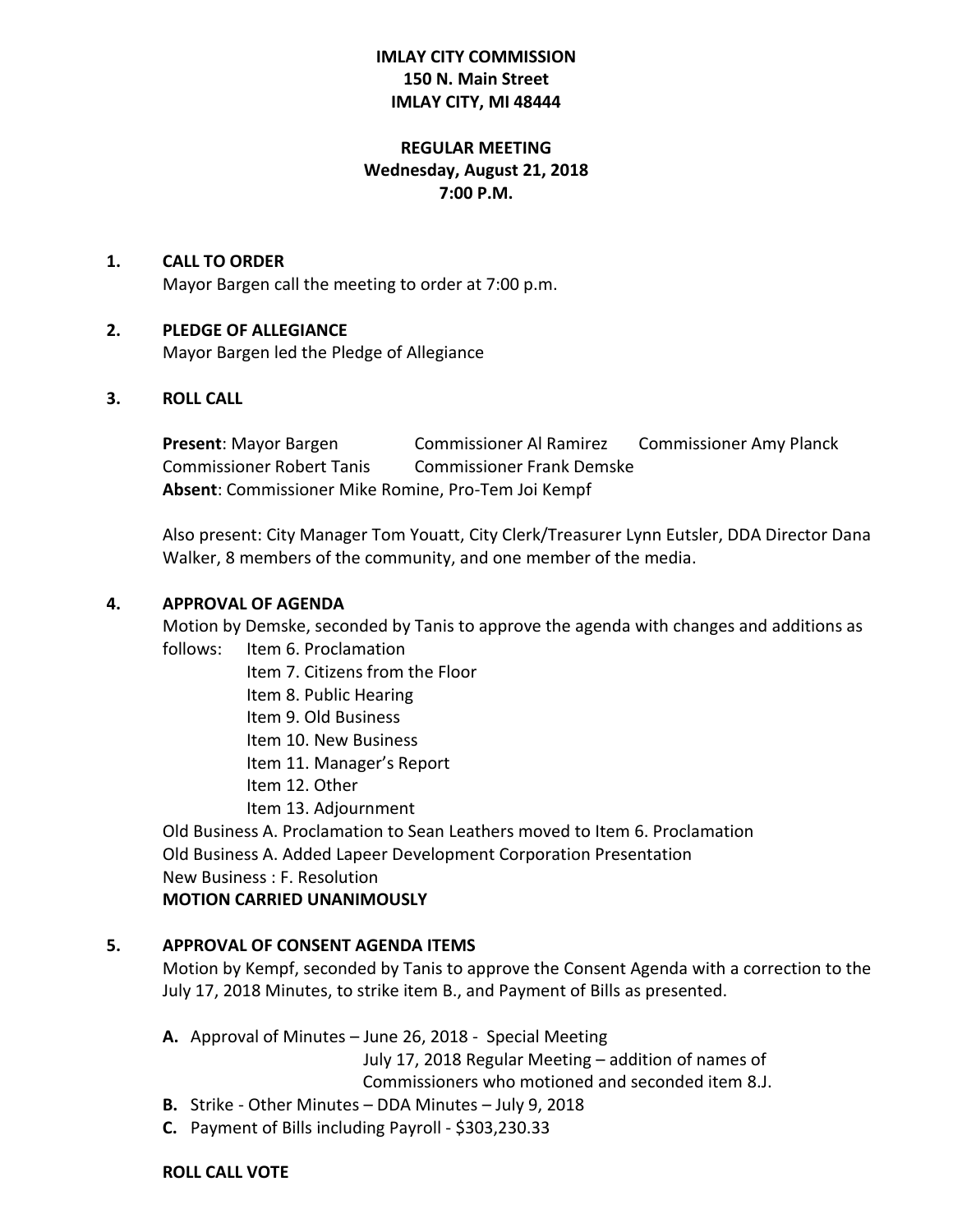**IMLAY CITY COMMISSION**
**150 N. Main Street**
**IMLAY CITY, MI 48444**

**REGULAR MEETING**
**Wednesday, August 21, 2018**
**7:00 P.M.**

**1. CALL TO ORDER**

Mayor Bargen call the meeting to order at 7:00 p.m.

**2. PLEDGE OF ALLEGIANCE**

Mayor Bargen led the Pledge of Allegiance

**3. ROLL CALL**

**Present**: Mayor Bargen Commissioner Al Ramirez Commissioner Amy Planck Commissioner Robert Tanis Commissioner Frank Demske
**Absent**: Commissioner Mike Romine, Pro-Tem Joi Kempf

Also present: City Manager Tom Youatt, City Clerk/Treasurer Lynn Eutsler, DDA Director Dana Walker, 8 members of the community, and one member of the media.

**4. APPROVAL OF AGENDA**

Motion by Demske, seconded by Tanis to approve the agenda with changes and additions as follows: Item 6. Proclamation
Item 7. Citizens from the Floor
Item 8. Public Hearing
Item 9. Old Business
Item 10. New Business
Item 11. Manager's Report
Item 12. Other
Item 13. Adjournment

Old Business A. Proclamation to Sean Leathers moved to Item 6. Proclamation
Old Business A. Added Lapeer Development Corporation Presentation
New Business : F. Resolution
**MOTION CARRIED UNANIMOUSLY**

**5. APPROVAL OF CONSENT AGENDA ITEMS**

Motion by Kempf, seconded by Tanis to approve the Consent Agenda with a correction to the July 17, 2018 Minutes, to strike item B., and Payment of Bills as presented.

**A.** Approval of Minutes – June 26, 2018 - Special Meeting
July 17, 2018 Regular Meeting – addition of names of Commissioners who motioned and seconded item 8.J.

**B.** Strike - Other Minutes – DDA Minutes – July 9, 2018

**C.** Payment of Bills including Payroll - $303,230.33

**ROLL CALL VOTE**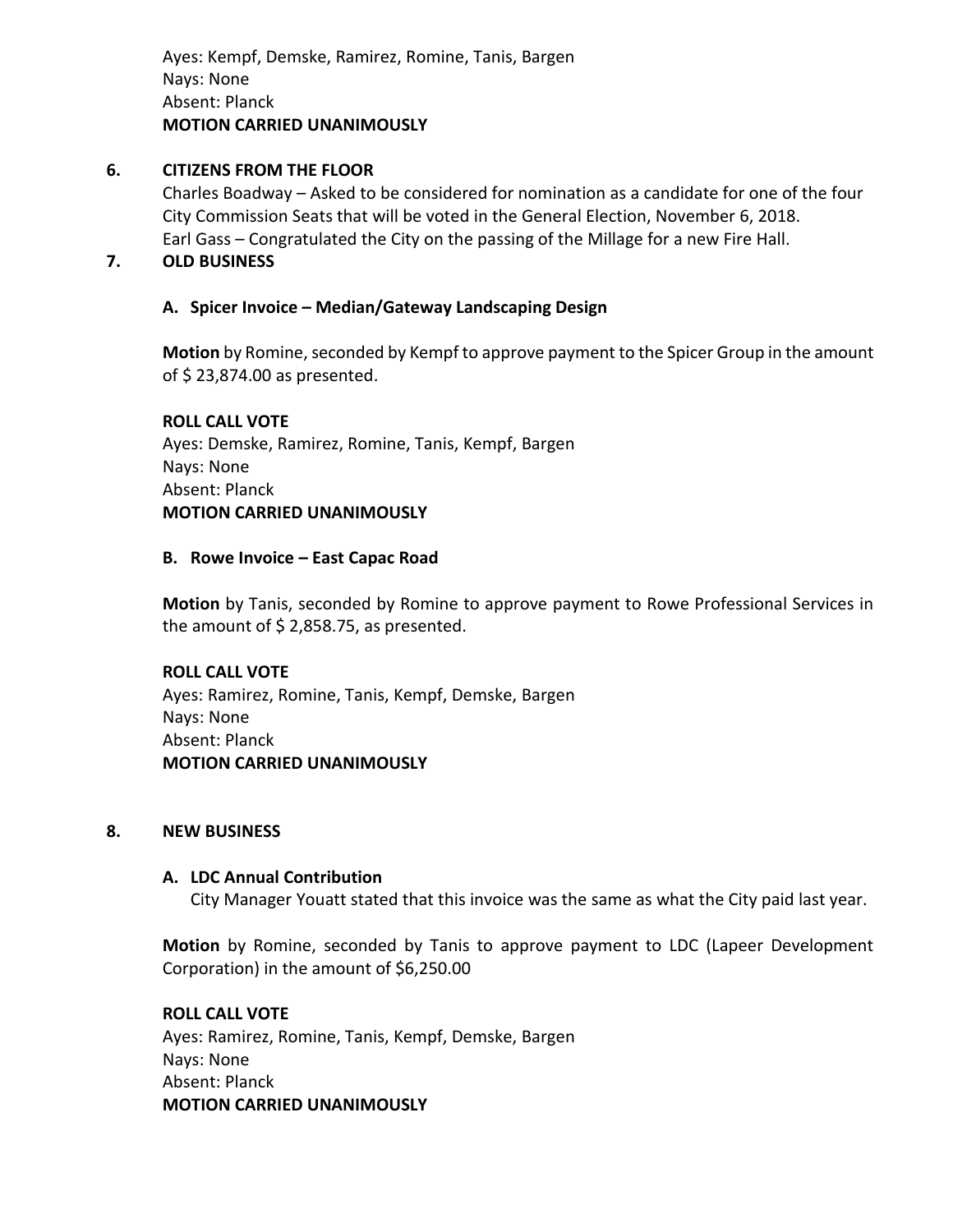Ayes: Kempf, Demske, Ramirez, Romine, Tanis, Bargen
Nays: None
Absent: Planck
**MOTION CARRIED UNANIMOUSLY**

## 6. CITIZENS FROM THE FLOOR

Charles Boadway – Asked to be considered for nomination as a candidate for one of the four City Commission Seats that will be voted in the General Election, November 6, 2018.
Earl Gass – Congratulated the City on the passing of the Millage for a new Fire Hall.

## 7. OLD BUSINESS

### A. Spicer Invoice – Median/Gateway Landscaping Design

**Motion** by Romine, seconded by Kempf to approve payment to the Spicer Group in the amount of $ 23,874.00 as presented.

**ROLL CALL VOTE**
Ayes: Demske, Ramirez, Romine, Tanis, Kempf, Bargen
Nays: None
Absent: Planck
**MOTION CARRIED UNANIMOUSLY**

### B. Rowe Invoice – East Capac Road

**Motion** by Tanis, seconded by Romine to approve payment to Rowe Professional Services in the amount of $ 2,858.75, as presented.

**ROLL CALL VOTE**
Ayes: Ramirez, Romine, Tanis, Kempf, Demske, Bargen
Nays: None
Absent: Planck
**MOTION CARRIED UNANIMOUSLY**

## 8. NEW BUSINESS

### A. LDC Annual Contribution

City Manager Youatt stated that this invoice was the same as what the City paid last year.

**Motion** by Romine, seconded by Tanis to approve payment to LDC (Lapeer Development Corporation) in the amount of $6,250.00

**ROLL CALL VOTE**
Ayes: Ramirez, Romine, Tanis, Kempf, Demske, Bargen
Nays: None
Absent: Planck
**MOTION CARRIED UNANIMOUSLY**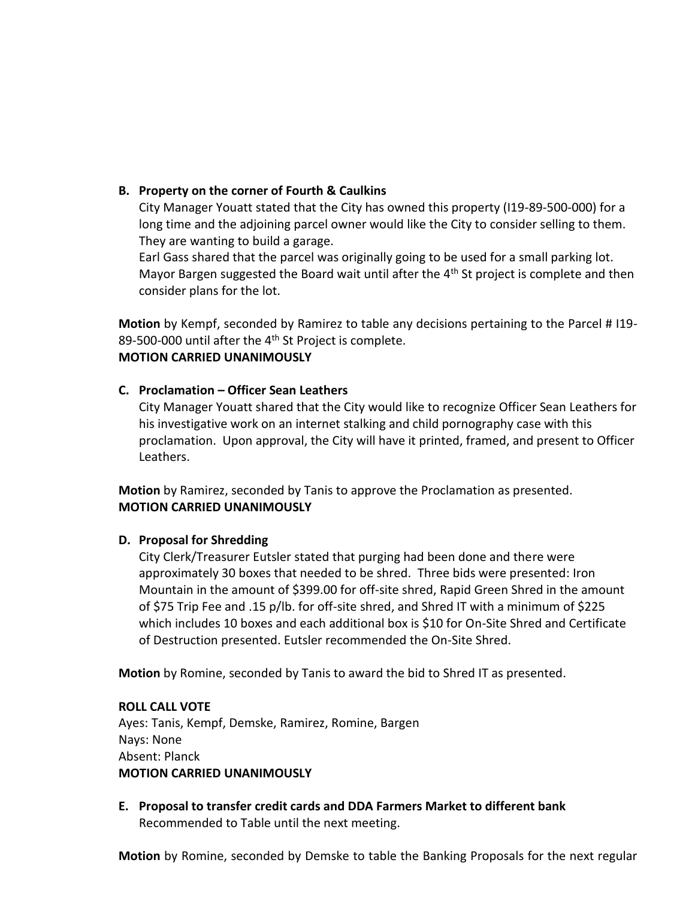**B. Property on the corner of Fourth & Caulkins**

City Manager Youatt stated that the City has owned this property (I19-89-500-000) for a long time and the adjoining parcel owner would like the City to consider selling to them. They are wanting to build a garage.

Earl Gass shared that the parcel was originally going to be used for a small parking lot. Mayor Bargen suggested the Board wait until after the 4th St project is complete and then consider plans for the lot.

**Motion** by Kempf, seconded by Ramirez to table any decisions pertaining to the Parcel # I19-89-500-000 until after the 4th St Project is complete.

**MOTION CARRIED UNANIMOUSLY**

**C. Proclamation – Officer Sean Leathers**

City Manager Youatt shared that the City would like to recognize Officer Sean Leathers for his investigative work on an internet stalking and child pornography case with this proclamation. Upon approval, the City will have it printed, framed, and present to Officer Leathers.

**Motion** by Ramirez, seconded by Tanis to approve the Proclamation as presented.

**MOTION CARRIED UNANIMOUSLY**

**D. Proposal for Shredding**

City Clerk/Treasurer Eutsler stated that purging had been done and there were approximately 30 boxes that needed to be shred. Three bids were presented: Iron Mountain in the amount of $399.00 for off-site shred, Rapid Green Shred in the amount of $75 Trip Fee and .15 p/lb. for off-site shred, and Shred IT with a minimum of $225 which includes 10 boxes and each additional box is $10 for On-Site Shred and Certificate of Destruction presented. Eutsler recommended the On-Site Shred.

**Motion** by Romine, seconded by Tanis to award the bid to Shred IT as presented.

**ROLL CALL VOTE**

Ayes: Tanis, Kempf, Demske, Ramirez, Romine, Bargen

Nays: None

Absent: Planck

**MOTION CARRIED UNANIMOUSLY**

**E. Proposal to transfer credit cards and DDA Farmers Market to different bank**

Recommended to Table until the next meeting.

**Motion** by Romine, seconded by Demske to table the Banking Proposals for the next regular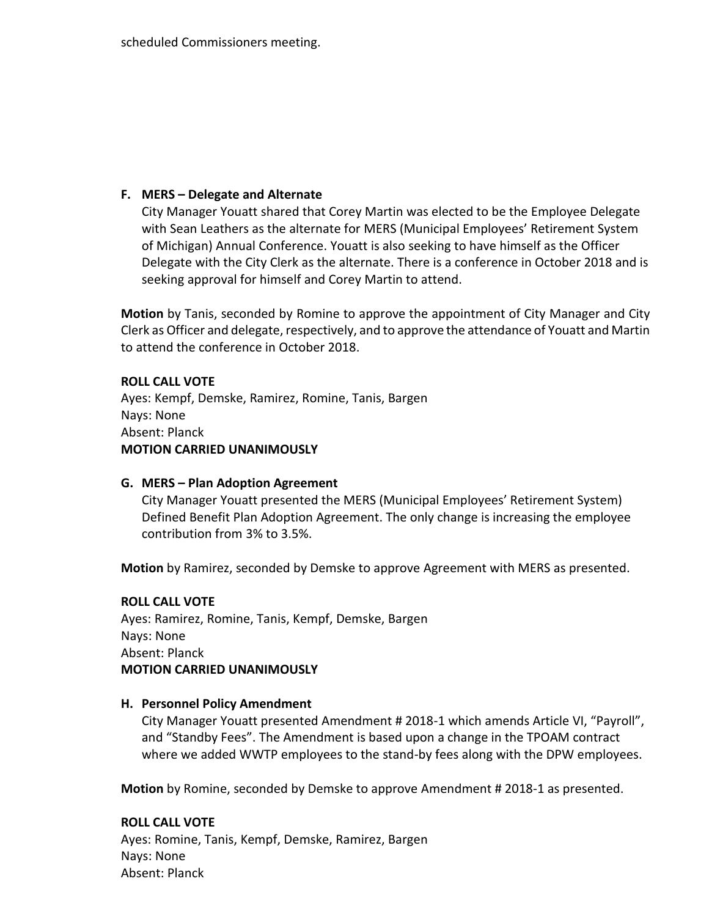scheduled Commissioners meeting.

**F. MERS – Delegate and Alternate**

City Manager Youatt shared that Corey Martin was elected to be the Employee Delegate with Sean Leathers as the alternate for MERS (Municipal Employees' Retirement System of Michigan) Annual Conference. Youatt is also seeking to have himself as the Officer Delegate with the City Clerk as the alternate. There is a conference in October 2018 and is seeking approval for himself and Corey Martin to attend.

**Motion** by Tanis, seconded by Romine to approve the appointment of City Manager and City Clerk as Officer and delegate, respectively, and to approve the attendance of Youatt and Martin to attend the conference in October 2018.

**ROLL CALL VOTE**
Ayes: Kempf, Demske, Ramirez, Romine, Tanis, Bargen
Nays: None
Absent: Planck
**MOTION CARRIED UNANIMOUSLY**

**G. MERS – Plan Adoption Agreement**

City Manager Youatt presented the MERS (Municipal Employees' Retirement System) Defined Benefit Plan Adoption Agreement. The only change is increasing the employee contribution from 3% to 3.5%.

**Motion** by Ramirez, seconded by Demske to approve Agreement with MERS as presented.

**ROLL CALL VOTE**
Ayes: Ramirez, Romine, Tanis, Kempf, Demske, Bargen
Nays: None
Absent: Planck
**MOTION CARRIED UNANIMOUSLY**

**H. Personnel Policy Amendment**

City Manager Youatt presented Amendment # 2018-1 which amends Article VI, "Payroll", and "Standby Fees". The Amendment is based upon a change in the TPOAM contract where we added WWTP employees to the stand-by fees along with the DPW employees.

**Motion** by Romine, seconded by Demske to approve Amendment # 2018-1 as presented.

**ROLL CALL VOTE**
Ayes: Romine, Tanis, Kempf, Demske, Ramirez, Bargen
Nays: None
Absent: Planck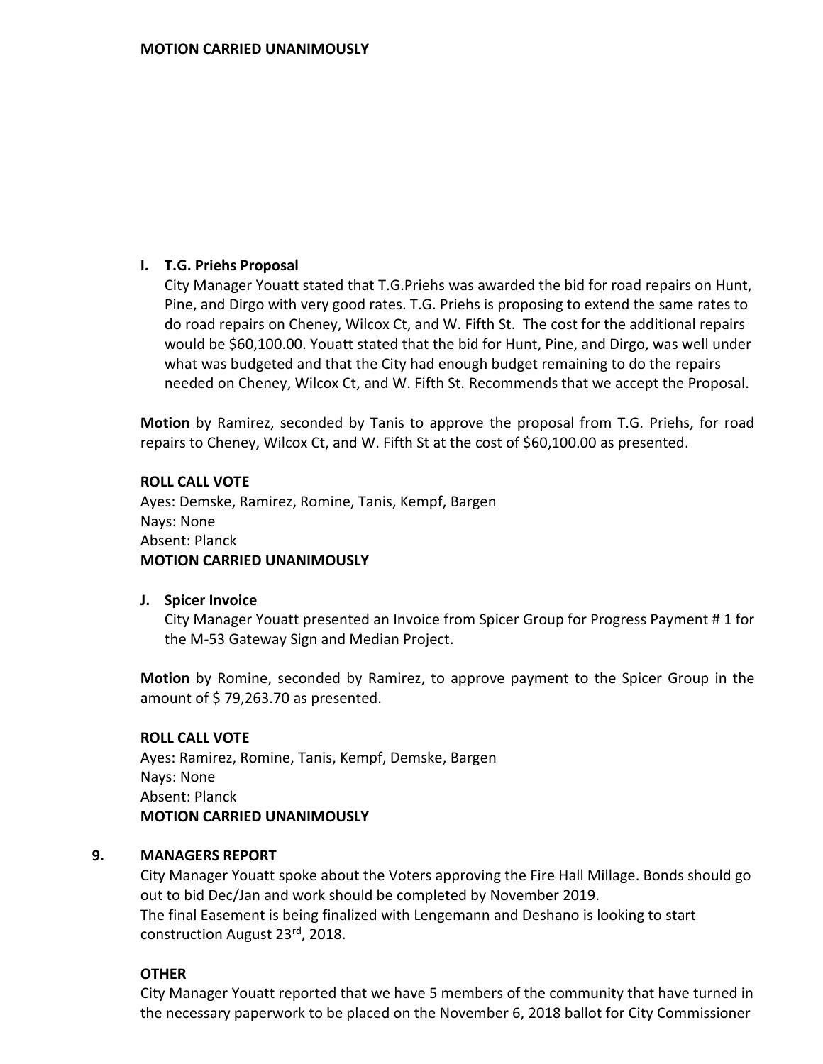**MOTION CARRIED UNANIMOUSLY**

**I. T.G. Priehs Proposal**

City Manager Youatt stated that T.G.Priehs was awarded the bid for road repairs on Hunt, Pine, and Dirgo with very good rates. T.G. Priehs is proposing to extend the same rates to do road repairs on Cheney, Wilcox Ct, and W. Fifth St. The cost for the additional repairs would be $60,100.00. Youatt stated that the bid for Hunt, Pine, and Dirgo, was well under what was budgeted and that the City had enough budget remaining to do the repairs needed on Cheney, Wilcox Ct, and W. Fifth St. Recommends that we accept the Proposal.

**Motion** by Ramirez, seconded by Tanis to approve the proposal from T.G. Priehs, for road repairs to Cheney, Wilcox Ct, and W. Fifth St at the cost of $60,100.00 as presented.

**ROLL CALL VOTE**
Ayes: Demske, Ramirez, Romine, Tanis, Kempf, Bargen
Nays: None
Absent: Planck
**MOTION CARRIED UNANIMOUSLY**

**J. Spicer Invoice**

City Manager Youatt presented an Invoice from Spicer Group for Progress Payment # 1 for the M-53 Gateway Sign and Median Project.

**Motion** by Romine, seconded by Ramirez, to approve payment to the Spicer Group in the amount of $ 79,263.70 as presented.

**ROLL CALL VOTE**
Ayes: Ramirez, Romine, Tanis, Kempf, Demske, Bargen
Nays: None
Absent: Planck
**MOTION CARRIED UNANIMOUSLY**

**9. MANAGERS REPORT**

City Manager Youatt spoke about the Voters approving the Fire Hall Millage. Bonds should go out to bid Dec/Jan and work should be completed by November 2019.
The final Easement is being finalized with Lengemann and Deshano is looking to start construction August 23rd, 2018.

**OTHER**

City Manager Youatt reported that we have 5 members of the community that have turned in the necessary paperwork to be placed on the November 6, 2018 ballot for City Commissioner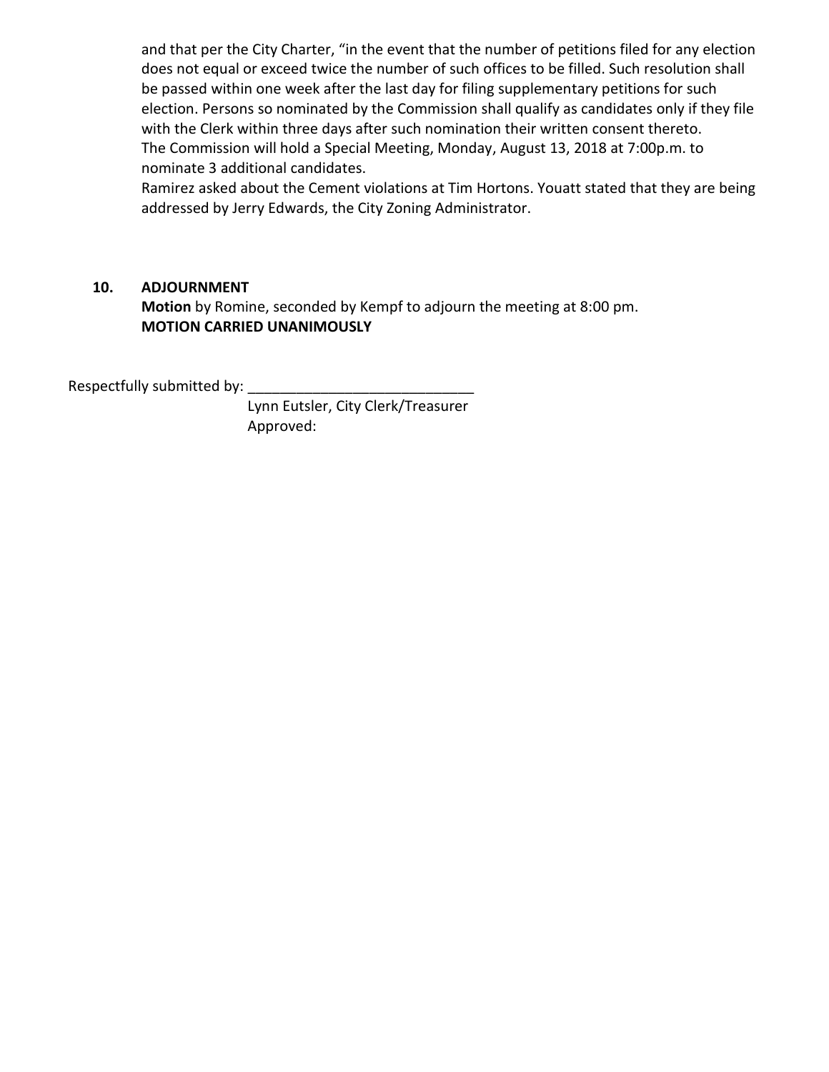and that per the City Charter, "in the event that the number of petitions filed for any election does not equal or exceed twice the number of such offices to be filled. Such resolution shall be passed within one week after the last day for filing supplementary petitions for such election. Persons so nominated by the Commission shall qualify as candidates only if they file with the Clerk within three days after such nomination their written consent thereto.
The Commission will hold a Special Meeting, Monday, August 13, 2018 at 7:00p.m. to nominate 3 additional candidates.
Ramirez asked about the Cement violations at Tim Hortons. Youatt stated that they are being addressed by Jerry Edwards, the City Zoning Administrator.

**10. ADJOURNMENT**

**Motion** by Romine, seconded by Kempf to adjourn the meeting at 8:00 pm.
**MOTION CARRIED UNANIMOUSLY**

Respectfully submitted by: ____________________________
Lynn Eutsler, City Clerk/Treasurer
Approved: